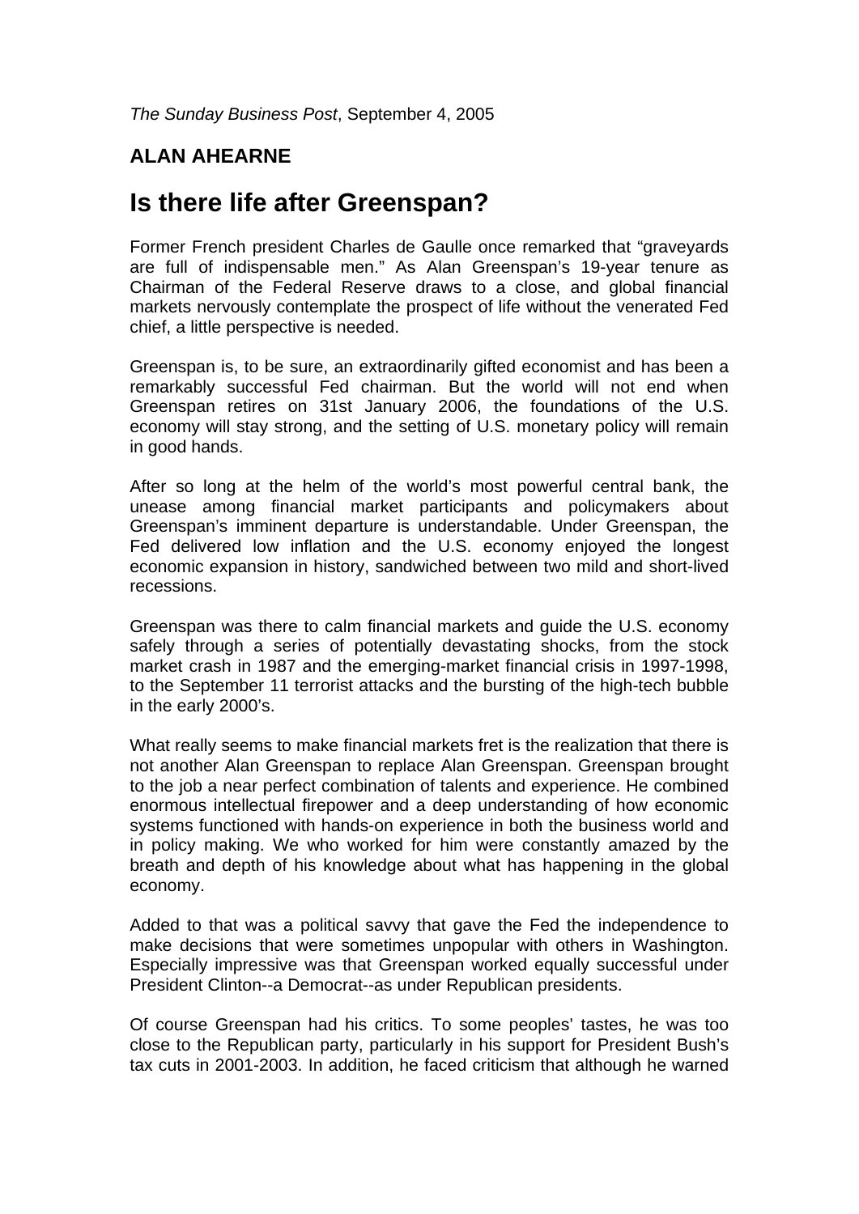*The Sunday Business Post*, September 4, 2005

**ALAN AHEARNE**

# Is there life after Greenspan?

Former French president Charles de Gaulle once remarked that "graveyards are full of indispensable men." As Alan Greenspan's 19-year tenure as Chairman of the Federal Reserve draws to a close, and global financial markets nervously contemplate the prospect of life without the venerated Fed chief, a little perspective is needed.

Greenspan is, to be sure, an extraordinarily gifted economist and has been a remarkably successful Fed chairman. But the world will not end when Greenspan retires on 31st January 2006, the foundations of the U.S. economy will stay strong, and the setting of U.S. monetary policy will remain in good hands.

After so long at the helm of the world's most powerful central bank, the unease among financial market participants and policymakers about Greenspan's imminent departure is understandable. Under Greenspan, the Fed delivered low inflation and the U.S. economy enjoyed the longest economic expansion in history, sandwiched between two mild and short-lived recessions.

Greenspan was there to calm financial markets and guide the U.S. economy safely through a series of potentially devastating shocks, from the stock market crash in 1987 and the emerging-market financial crisis in 1997-1998, to the September 11 terrorist attacks and the bursting of the high-tech bubble in the early 2000's.

What really seems to make financial markets fret is the realization that there is not another Alan Greenspan to replace Alan Greenspan. Greenspan brought to the job a near perfect combination of talents and experience. He combined enormous intellectual firepower and a deep understanding of how economic systems functioned with hands-on experience in both the business world and in policy making. We who worked for him were constantly amazed by the breath and depth of his knowledge about what has happening in the global economy.

Added to that was a political savvy that gave the Fed the independence to make decisions that were sometimes unpopular with others in Washington. Especially impressive was that Greenspan worked equally successful under President Clinton--a Democrat--as under Republican presidents.

Of course Greenspan had his critics. To some peoples' tastes, he was too close to the Republican party, particularly in his support for President Bush's tax cuts in 2001-2003. In addition, he faced criticism that although he warned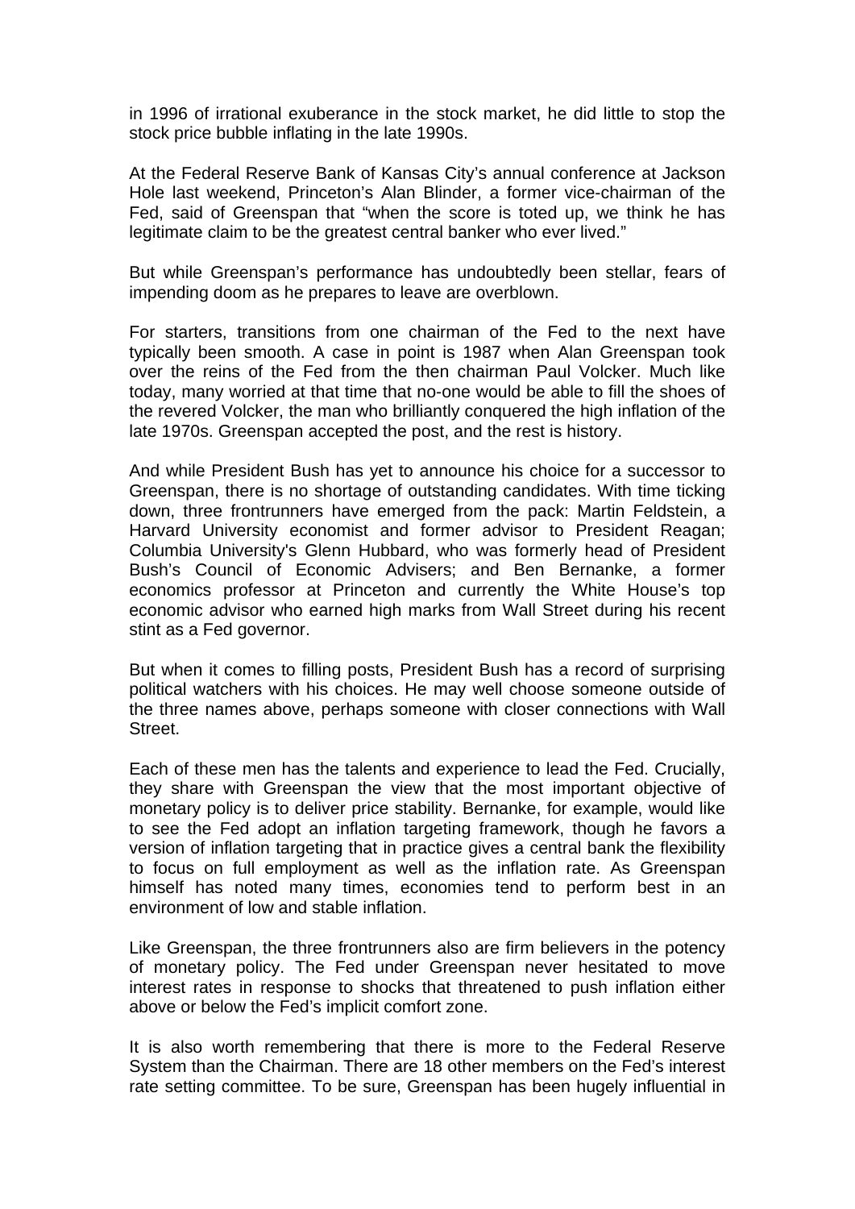in 1996 of irrational exuberance in the stock market, he did little to stop the stock price bubble inflating in the late 1990s.

At the Federal Reserve Bank of Kansas City's annual conference at Jackson Hole last weekend, Princeton's Alan Blinder, a former vice-chairman of the Fed, said of Greenspan that "when the score is toted up, we think he has legitimate claim to be the greatest central banker who ever lived."

But while Greenspan's performance has undoubtedly been stellar, fears of impending doom as he prepares to leave are overblown.

For starters, transitions from one chairman of the Fed to the next have typically been smooth. A case in point is 1987 when Alan Greenspan took over the reins of the Fed from the then chairman Paul Volcker. Much like today, many worried at that time that no-one would be able to fill the shoes of the revered Volcker, the man who brilliantly conquered the high inflation of the late 1970s. Greenspan accepted the post, and the rest is history.

And while President Bush has yet to announce his choice for a successor to Greenspan, there is no shortage of outstanding candidates. With time ticking down, three frontrunners have emerged from the pack: Martin Feldstein, a Harvard University economist and former advisor to President Reagan; Columbia University's Glenn Hubbard, who was formerly head of President Bush's Council of Economic Advisers; and Ben Bernanke, a former economics professor at Princeton and currently the White House's top economic advisor who earned high marks from Wall Street during his recent stint as a Fed governor.

But when it comes to filling posts, President Bush has a record of surprising political watchers with his choices. He may well choose someone outside of the three names above, perhaps someone with closer connections with Wall Street.

Each of these men has the talents and experience to lead the Fed. Crucially, they share with Greenspan the view that the most important objective of monetary policy is to deliver price stability. Bernanke, for example, would like to see the Fed adopt an inflation targeting framework, though he favors a version of inflation targeting that in practice gives a central bank the flexibility to focus on full employment as well as the inflation rate. As Greenspan himself has noted many times, economies tend to perform best in an environment of low and stable inflation.

Like Greenspan, the three frontrunners also are firm believers in the potency of monetary policy. The Fed under Greenspan never hesitated to move interest rates in response to shocks that threatened to push inflation either above or below the Fed's implicit comfort zone.

It is also worth remembering that there is more to the Federal Reserve System than the Chairman. There are 18 other members on the Fed's interest rate setting committee. To be sure, Greenspan has been hugely influential in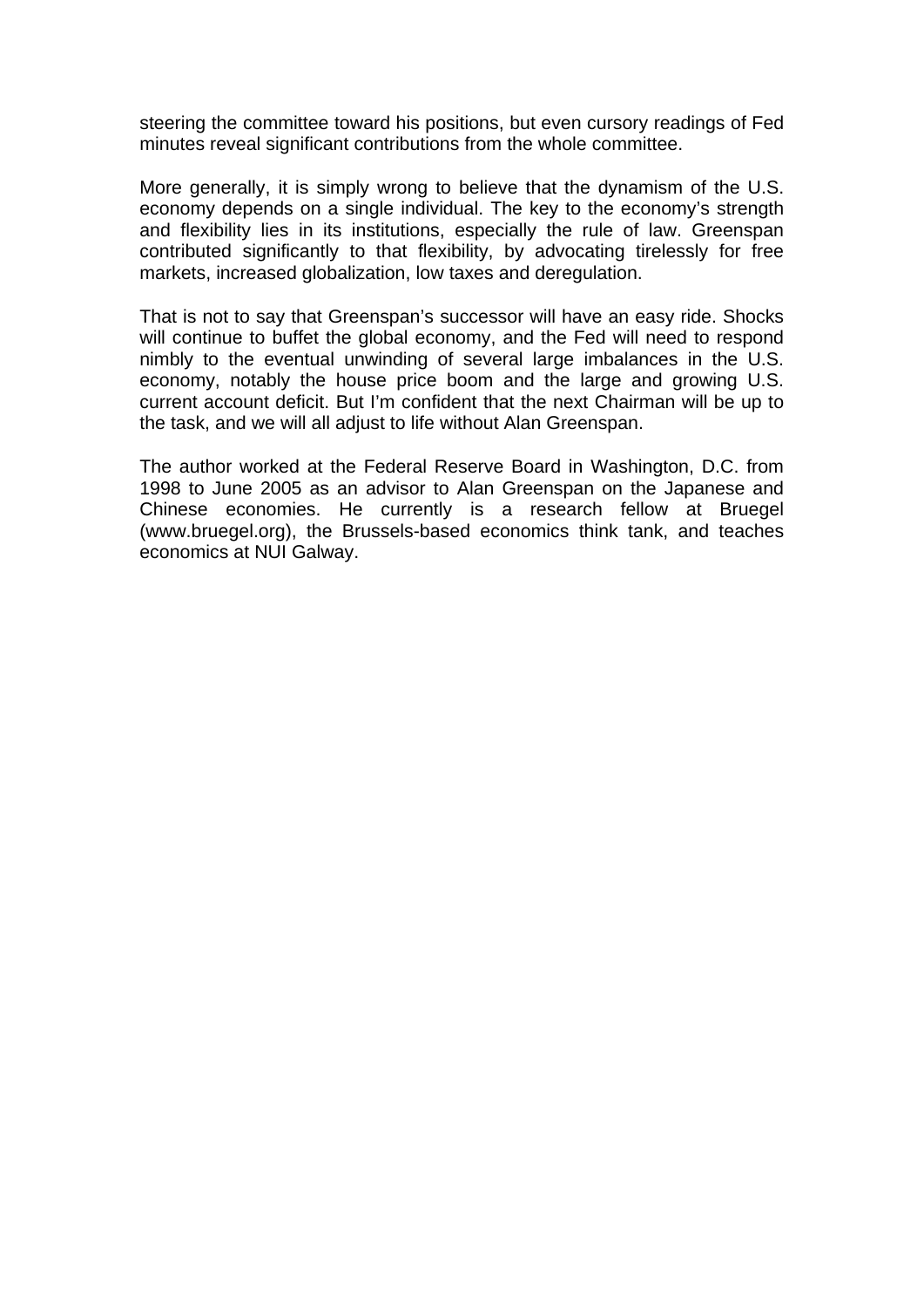steering the committee toward his positions, but even cursory readings of Fed minutes reveal significant contributions from the whole committee.

More generally, it is simply wrong to believe that the dynamism of the U.S. economy depends on a single individual. The key to the economy's strength and flexibility lies in its institutions, especially the rule of law. Greenspan contributed significantly to that flexibility, by advocating tirelessly for free markets, increased globalization, low taxes and deregulation.

That is not to say that Greenspan's successor will have an easy ride. Shocks will continue to buffet the global economy, and the Fed will need to respond nimbly to the eventual unwinding of several large imbalances in the U.S. economy, notably the house price boom and the large and growing U.S. current account deficit. But I'm confident that the next Chairman will be up to the task, and we will all adjust to life without Alan Greenspan.

The author worked at the Federal Reserve Board in Washington, D.C. from 1998 to June 2005 as an advisor to Alan Greenspan on the Japanese and Chinese economies. He currently is a research fellow at Bruegel (www.bruegel.org), the Brussels-based economics think tank, and teaches economics at NUI Galway.